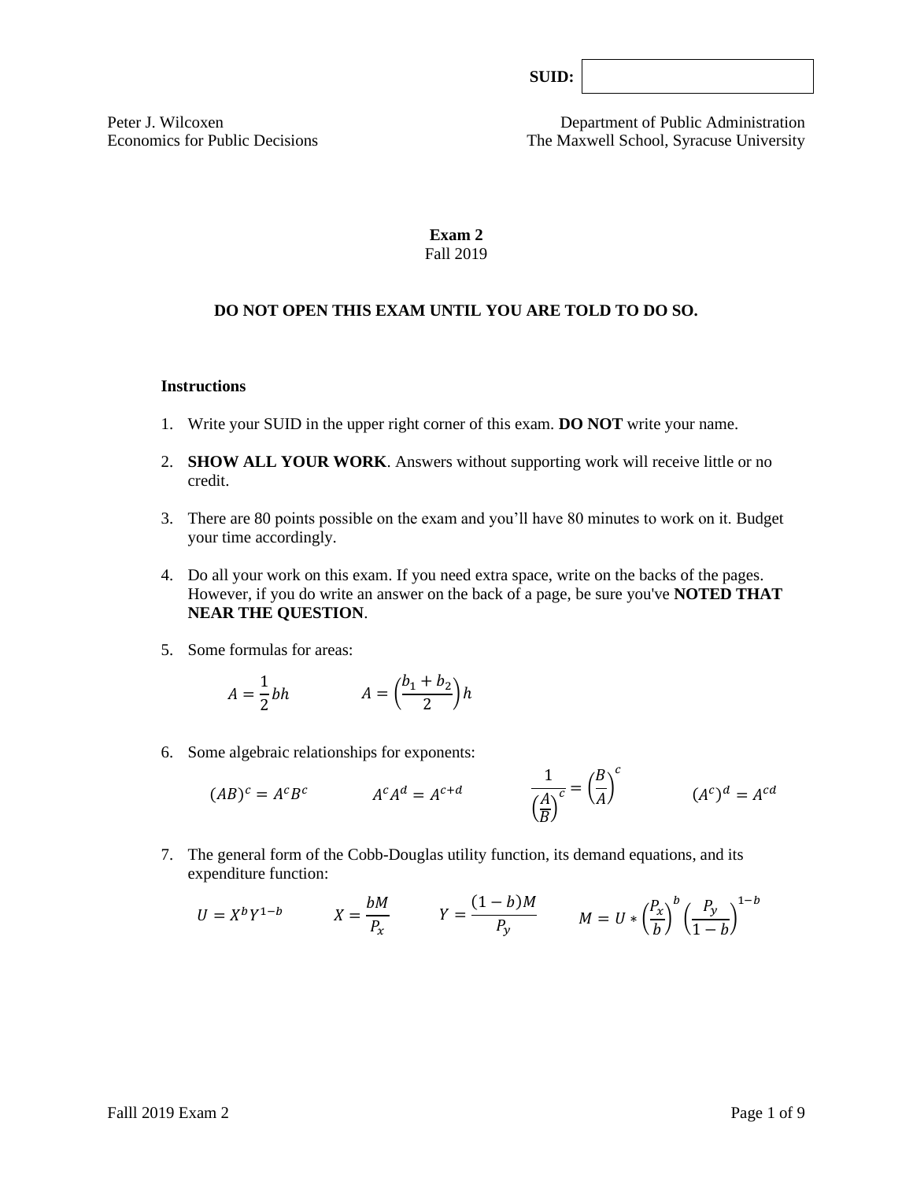**SUID:**

Peter J. Wilcoxen
Economics for Public Decisions

Department of Public Administration
The Maxwell School, Syracuse University

# Exam 2

Fall 2019

**DO NOT OPEN THIS EXAM UNTIL YOU ARE TOLD TO DO SO.**

**Instructions**

1. Write your SUID in the upper right corner of this exam. **DO NOT** write your name.

2. **SHOW ALL YOUR WORK**. Answers without supporting work will receive little or no credit.

3. There are 80 points possible on the exam and you'll have 80 minutes to work on it. Budget your time accordingly.

4. Do all your work on this exam. If you need extra space, write on the backs of the pages. However, if you do write an answer on the back of a page, be sure you've **NOTED THAT NEAR THE QUESTION**.

5. Some formulas for areas:

$$A = \frac{1}{2}bh \qquad\qquad A = \left(\frac{b_1 + b_2}{2}\right)h$$

6. Some algebraic relationships for exponents:

$$(AB)^c = A^c B^c \qquad\qquad A^c A^d = A^{c+d} \qquad\qquad \frac{1}{\left(\frac{A}{B}\right)^c} = \left(\frac{B}{A}\right)^c \qquad\qquad (A^c)^d = A^{cd}$$

7. The general form of the Cobb-Douglas utility function, its demand equations, and its expenditure function:

$$U = X^b Y^{1-b} \qquad\qquad X = \frac{bM}{P_x} \qquad\qquad Y = \frac{(1-b)M}{P_y} \qquad\qquad M = U * \left(\frac{P_x}{b}\right)^b \left(\frac{P_y}{1-b}\right)^{1-b}$$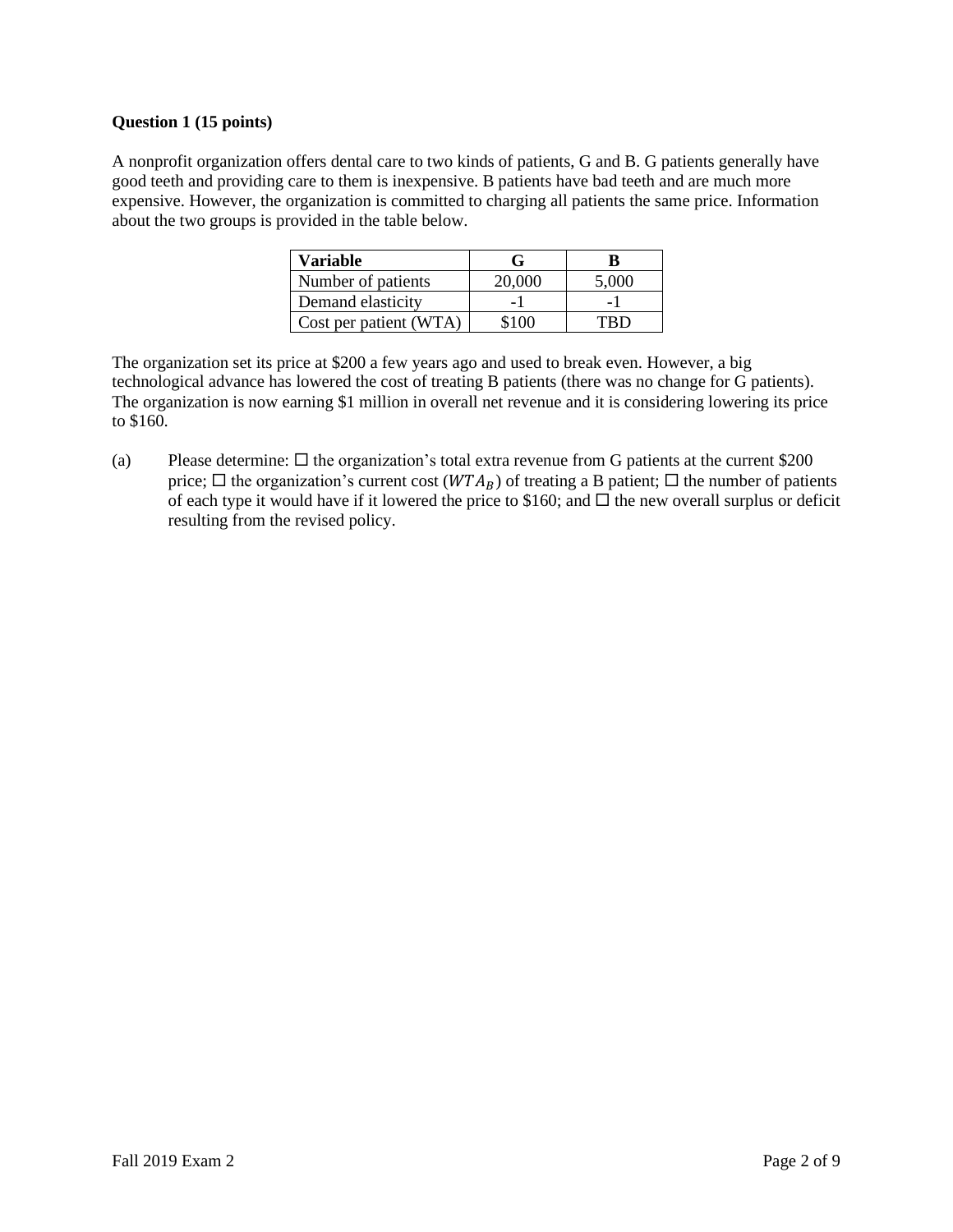**Question 1 (15 points)**

A nonprofit organization offers dental care to two kinds of patients, G and B. G patients generally have good teeth and providing care to them is inexpensive. B patients have bad teeth and are much more expensive. However, the organization is committed to charging all patients the same price. Information about the two groups is provided in the table below.

| Variable | G | B |
|---|---|---|
| Number of patients | 20,000 | 5,000 |
| Demand elasticity | -1 | -1 |
| Cost per patient (WTA) | $100 | TBD |

The organization set its price at $200 a few years ago and used to break even. However, a big technological advance has lowered the cost of treating B patients (there was no change for G patients). The organization is now earning $1 million in overall net revenue and it is considering lowering its price to $160.

(a) Please determine: ☐ the organization's total extra revenue from G patients at the current $200 price; ☐ the organization's current cost ($WTA_B$) of treating a B patient; ☐ the number of patients of each type it would have if it lowered the price to $160; and ☐ the new overall surplus or deficit resulting from the revised policy.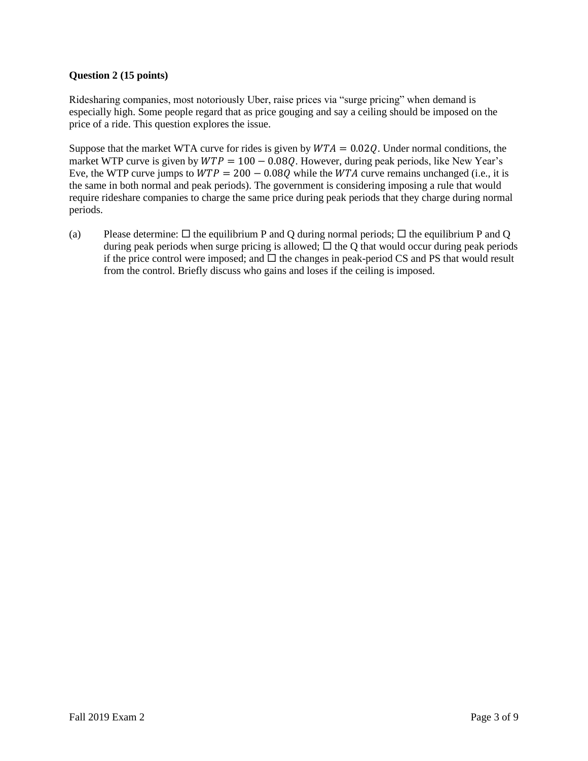**Question 2 (15 points)**

Ridesharing companies, most notoriously Uber, raise prices via "surge pricing" when demand is especially high. Some people regard that as price gouging and say a ceiling should be imposed on the price of a ride. This question explores the issue.

Suppose that the market WTA curve for rides is given by $WTA = 0.02Q$. Under normal conditions, the market WTP curve is given by $WTP = 100 - 0.08Q$. However, during peak periods, like New Year's Eve, the WTP curve jumps to $WTP = 200 - 0.08Q$ while the $WTA$ curve remains unchanged (i.e., it is the same in both normal and peak periods). The government is considering imposing a rule that would require rideshare companies to charge the same price during peak periods that they charge during normal periods.

(a) Please determine: ☐ the equilibrium P and Q during normal periods; ☐ the equilibrium P and Q during peak periods when surge pricing is allowed; ☐ the Q that would occur during peak periods if the price control were imposed; and ☐ the changes in peak-period CS and PS that would result from the control. Briefly discuss who gains and loses if the ceiling is imposed.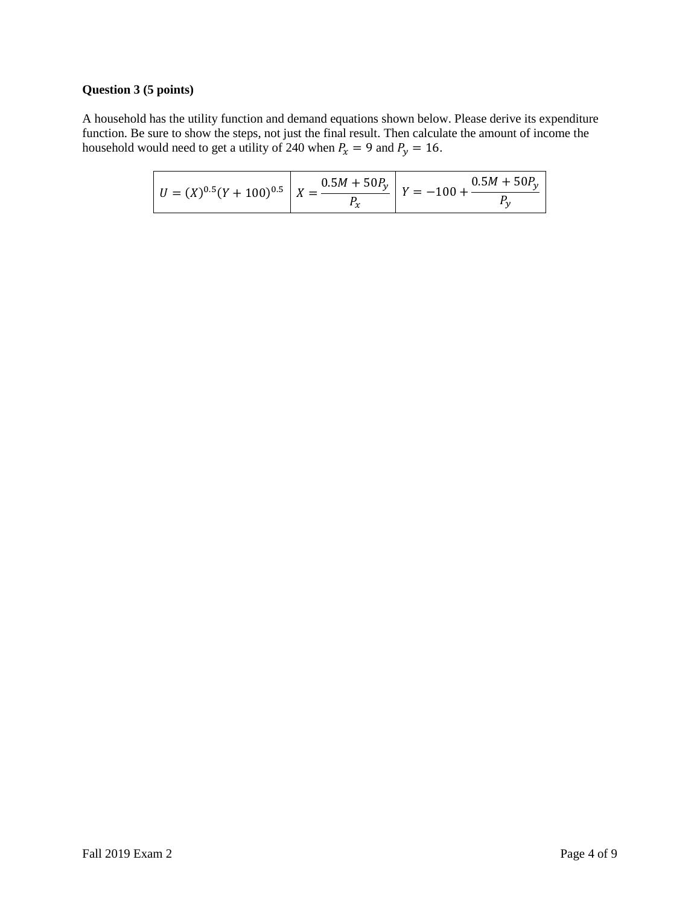**Question 3 (5 points)**

A household has the utility function and demand equations shown below. Please derive its expenditure function. Be sure to show the steps, not just the final result. Then calculate the amount of income the household would need to get a utility of 240 when $P_x = 9$ and $P_y = 16$.

| $U = (X)^{0.5}(Y + 100)^{0.5}$ | $X = \dfrac{0.5M + 50P_y}{P_x}$ | $Y = -100 + \dfrac{0.5M + 50P_y}{P_y}$ |
|---|---|---|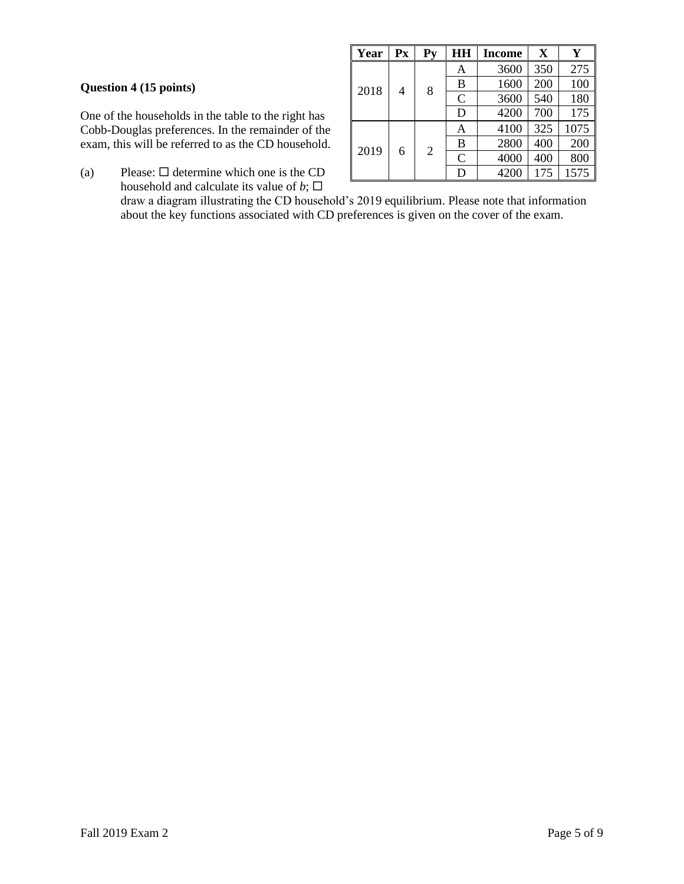### Question 4 (15 points)

One of the households in the table to the right has Cobb-Douglas preferences. In the remainder of the exam, this will be referred to as the CD household.

| Year | Px | Py | HH | Income | X | Y |
|---|---|---|---|---|---|---|
| 2018 | 4 | 8 | A | 3600 | 350 | 275 |
| | | | B | 1600 | 200 | 100 |
| | | | C | 3600 | 540 | 180 |
| | | | D | 4200 | 700 | 175 |
| 2019 | 6 | 2 | A | 4100 | 325 | 1075 |
| | | | B | 2800 | 400 | 200 |
| | | | C | 4000 | 400 | 800 |
| | | | D | 4200 | 175 | 1575 |

(a) Please: ☐ determine which one is the CD household and calculate its value of *b*; ☐ draw a diagram illustrating the CD household's 2019 equilibrium. Please note that information about the key functions associated with CD preferences is given on the cover of the exam.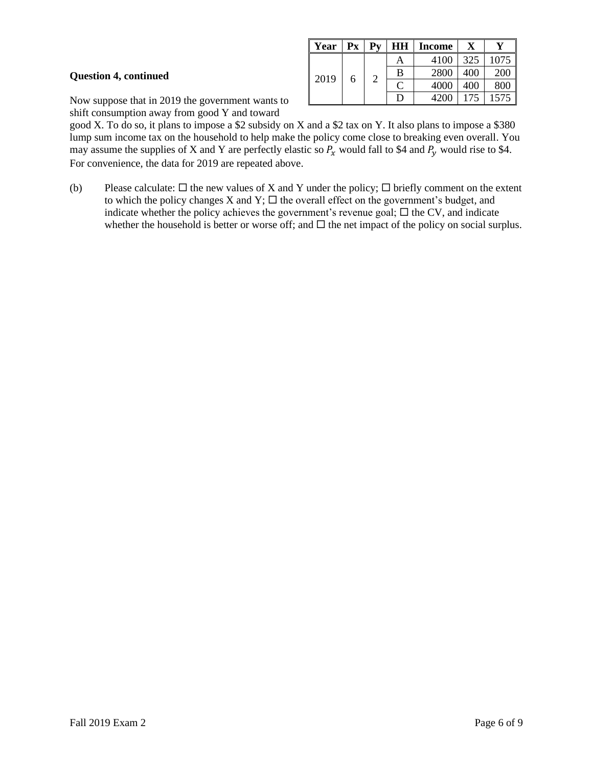**Question 4, continued**

| Year | Px | Py | HH | Income | X | Y |
|---|---|---|---|---|---|---|
| 2019 | 6 | 2 | A | 4100 | 325 | 1075 |
| | | | B | 2800 | 400 | 200 |
| | | | C | 4000 | 400 | 800 |
| | | | D | 4200 | 175 | 1575 |

Now suppose that in 2019 the government wants to shift consumption away from good Y and toward good X. To do so, it plans to impose a \$2 subsidy on X and a \$2 tax on Y. It also plans to impose a \$380 lump sum income tax on the household to help make the policy come close to breaking even overall. You may assume the supplies of X and Y are perfectly elastic so $P_x$ would fall to \$4 and $P_y$ would rise to \$4. For convenience, the data for 2019 are repeated above.

(b) Please calculate: ☐ the new values of X and Y under the policy; ☐ briefly comment on the extent to which the policy changes X and Y; ☐ the overall effect on the government's budget, and indicate whether the policy achieves the government's revenue goal; ☐ the CV, and indicate whether the household is better or worse off; and ☐ the net impact of the policy on social surplus.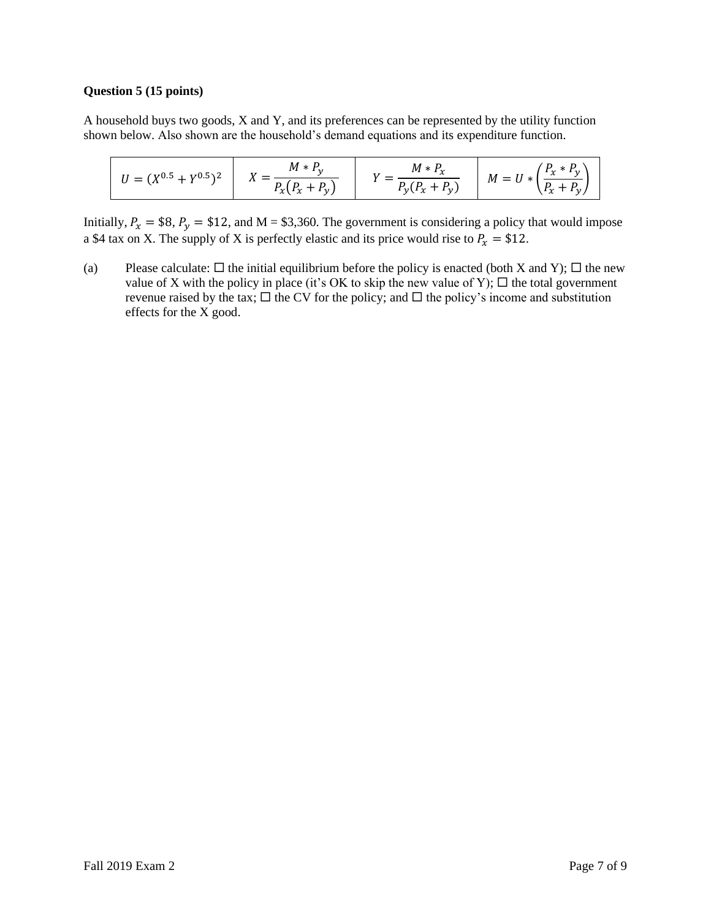**Question 5 (15 points)**

A household buys two goods, X and Y, and its preferences can be represented by the utility function shown below. Also shown are the household's demand equations and its expenditure function.

| $U = (X^{0.5} + Y^{0.5})^2$ | $X = \dfrac{M * P_y}{P_x(P_x + P_y)}$ | $Y = \dfrac{M * P_x}{P_y(P_x + P_y)}$ | $M = U * \left(\dfrac{P_x * P_y}{P_x + P_y}\right)$ |
|---|---|---|---|

Initially, $P_x = \$8$, $P_y = \$12$, and M = \$3,360. The government is considering a policy that would impose a \$4 tax on X. The supply of X is perfectly elastic and its price would rise to $P_x = \$12$.

(a) Please calculate: ☐ the initial equilibrium before the policy is enacted (both X and Y); ☐ the new value of X with the policy in place (it's OK to skip the new value of Y); ☐ the total government revenue raised by the tax; ☐ the CV for the policy; and ☐ the policy's income and substitution effects for the X good.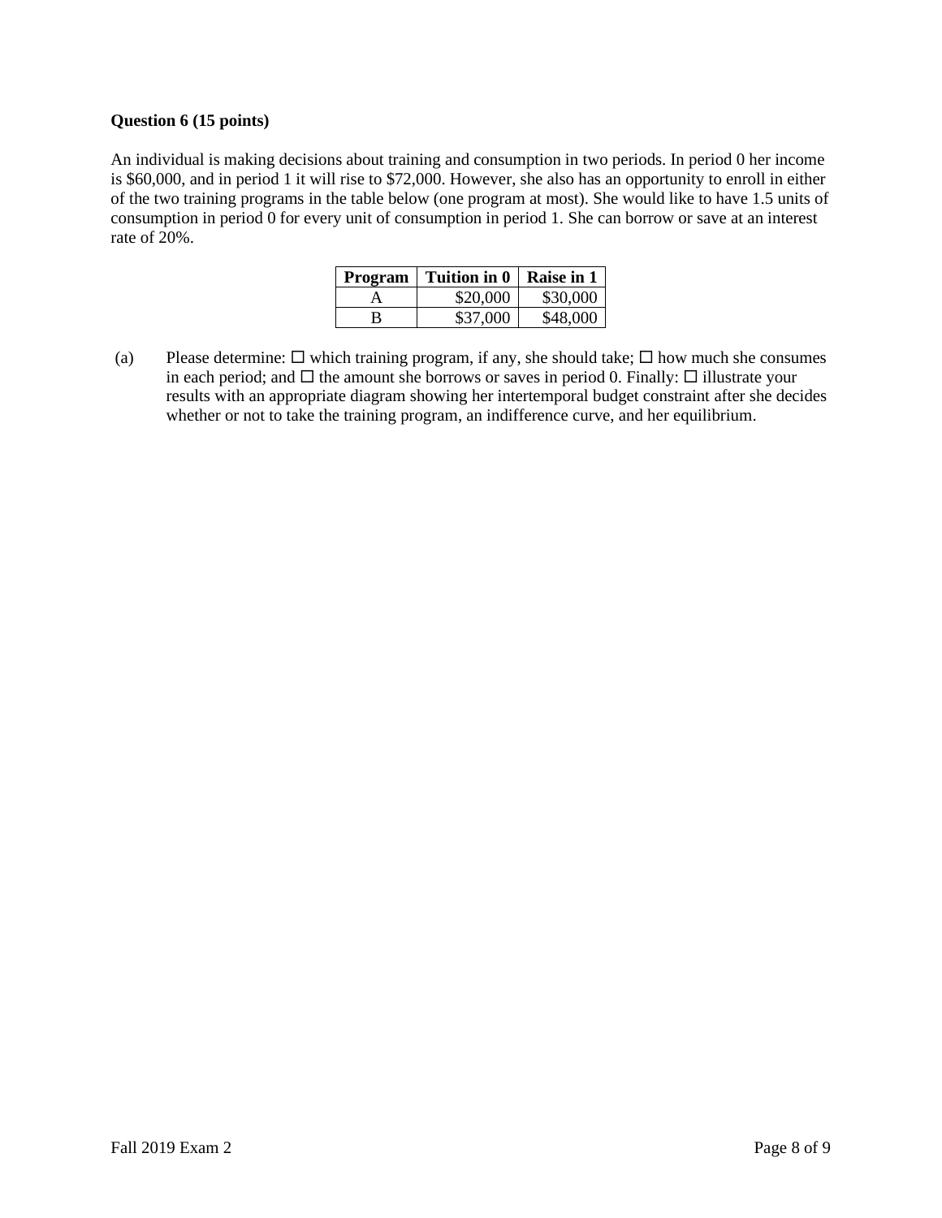**Question 6 (15 points)**

An individual is making decisions about training and consumption in two periods. In period 0 her income is $60,000, and in period 1 it will rise to $72,000. However, she also has an opportunity to enroll in either of the two training programs in the table below (one program at most). She would like to have 1.5 units of consumption in period 0 for every unit of consumption in period 1. She can borrow or save at an interest rate of 20%.

| Program | Tuition in 0 | Raise in 1 |
|---|---|---|
| A | $20,000 | $30,000 |
| B | $37,000 | $48,000 |

(a) Please determine: ☐ which training program, if any, she should take; ☐ how much she consumes in each period; and ☐ the amount she borrows or saves in period 0. Finally: ☐ illustrate your results with an appropriate diagram showing her intertemporal budget constraint after she decides whether or not to take the training program, an indifference curve, and her equilibrium.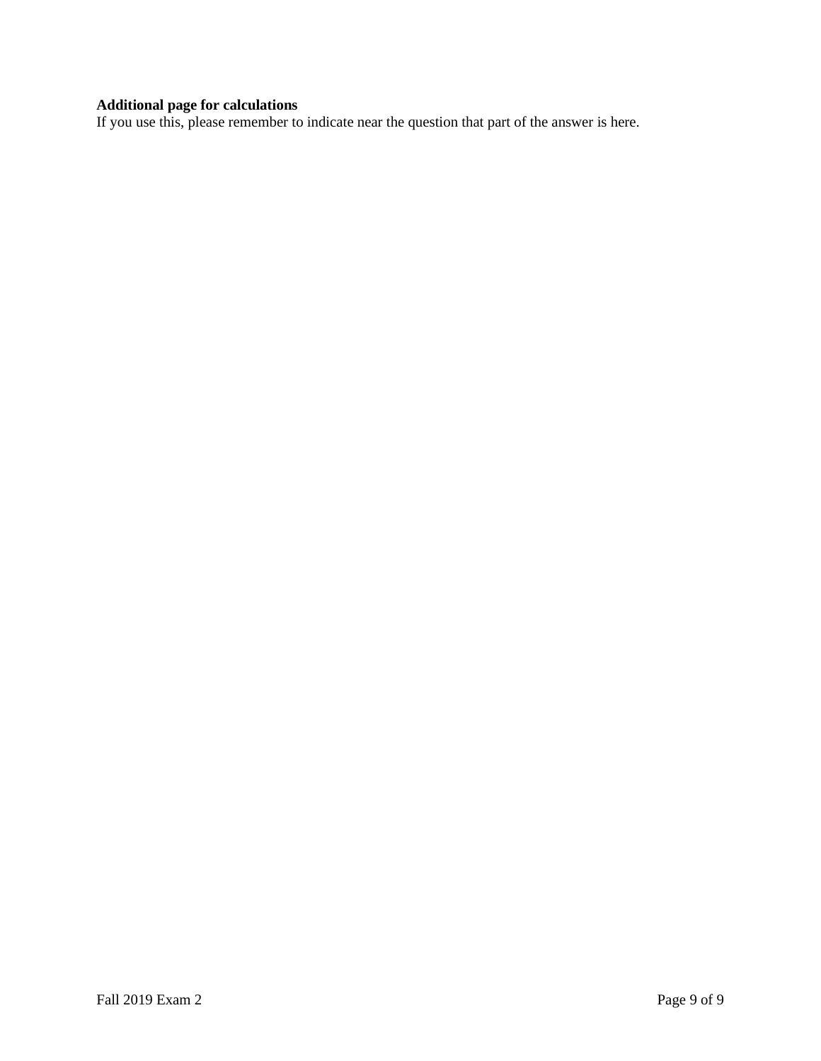**Additional page for calculations**

If you use this, please remember to indicate near the question that part of the answer is here.